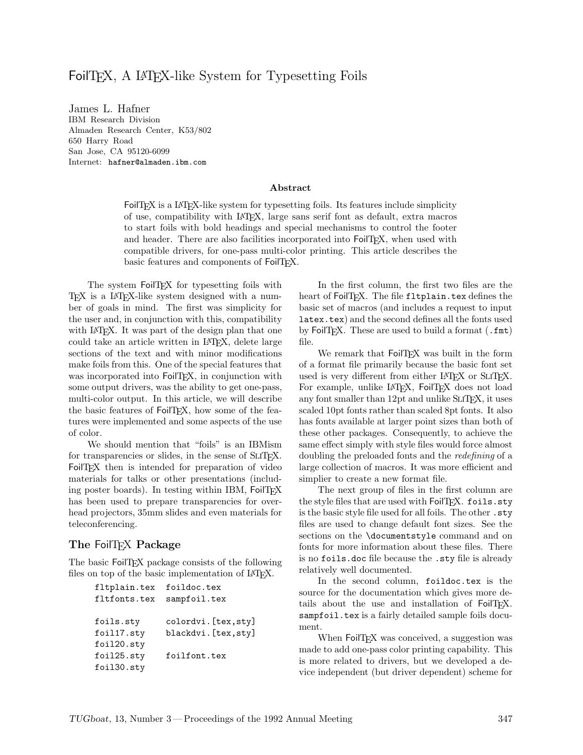# FoilTEX, A LATEX-like System for Typesetting Foils

James L. Hafner
IBM Research Division
Almaden Research Center, K53/802
650 Harry Road
San Jose, CA 95120-6099
Internet: `hafner@almaden.ibm.com`

### Abstract

FoilTEX is a LATEX-like system for typesetting foils. Its features include simplicity of use, compatibility with LATEX, large sans serif font as default, extra macros to start foils with bold headings and special mechanisms to control the footer and header. There are also facilities incorporated into FoilTEX, when used with compatible drivers, for one-pass multi-color printing. This article describes the basic features and components of FoilTEX.

The system FoilTEX for typesetting foils with TEX is a LATEX-like system designed with a number of goals in mind. The first was simplicity for the user and, in conjunction with this, compatibility with LATEX. It was part of the design plan that one could take an article written in LATEX, delete large sections of the text and with minor modifications make foils from this. One of the special features that was incorporated into FoilTEX, in conjunction with some output drivers, was the ability to get one-pass, multi-color output. In this article, we will describe the basic features of FoilTEX, how some of the features were implemented and some aspects of the use of color.

We should mention that "foils" is an IBMism for transparencies or slides, in the sense of SLITEX. FoilTEX then is intended for preparation of video materials for talks or other presentations (including poster boards). In testing within IBM, FoilTEX has been used to prepare transparencies for overhead projectors, 35mm slides and even materials for teleconferencing.

## The FoilTEX Package

The basic FoilTEX package consists of the following files on top of the basic implementation of LATEX.

```
fltplain.tex   foildoc.tex
fltfonts.tex   sampfoil.tex

foils.sty      colordvi.[tex,sty]
foil17.sty     blackdvi.[tex,sty]
foil20.sty
foil25.sty     foilfont.tex
foil30.sty
```

In the first column, the first two files are the heart of FoilTEX. The file `fltplain.tex` defines the basic set of macros (and includes a request to input `latex.tex`) and the second defines all the fonts used by FoilTEX. These are used to build a format (`.fmt`) file.

We remark that FoilTEX was built in the form of a format file primarily because the basic font set used is very different from either LATEX or SLITEX. For example, unlike LATEX, FoilTEX does not load any font smaller than 12pt and unlike SLITEX, it uses scaled 10pt fonts rather than scaled 8pt fonts. It also has fonts available at larger point sizes than both of these other packages. Consequently, to achieve the same effect simply with style files would force almost doubling the preloaded fonts and the *redefining* of a large collection of macros. It was more efficient and simplier to create a new format file.

The next group of files in the first column are the style files that are used with FoilTEX. `foils.sty` is the basic style file used for all foils. The other `.sty` files are used to change default font sizes. See the sections on the `\documentstyle` command and on fonts for more information about these files. There is no `foils.doc` file because the `.sty` file is already relatively well documented.

In the second column, `foildoc.tex` is the source for the documentation which gives more details about the use and installation of FoilTEX. `sampfoil.tex` is a fairly detailed sample foils document.

When FoilTEX was conceived, a suggestion was made to add one-pass color printing capability. This is more related to drivers, but we developed a device independent (but driver dependent) scheme for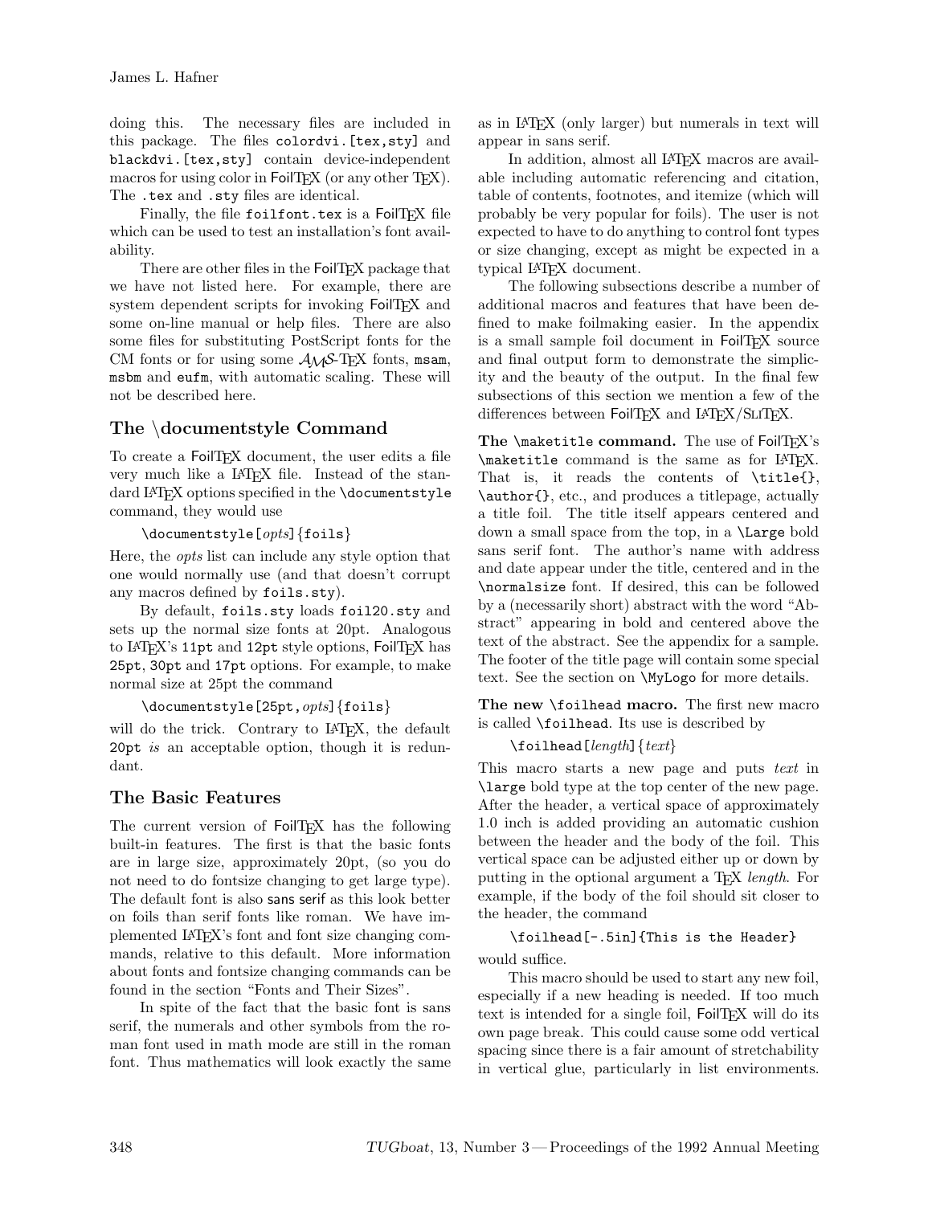doing this. The necessary files are included in this package. The files `colordvi.[tex,sty]` and `blackdvi.[tex,sty]` contain device-independent macros for using color in FoilTeX (or any other TeX). The `.tex` and `.sty` files are identical.

Finally, the file `foilfont.tex` is a FoilTeX file which can be used to test an installation's font availability.

There are other files in the FoilTeX package that we have not listed here. For example, there are system dependent scripts for invoking FoilTeX and some on-line manual or help files. There are also some files for substituting PostScript fonts for the CM fonts or for using some AMS-TeX fonts, `msam`, `msbm` and `eufm`, with automatic scaling. These will not be described here.

## The \documentstyle Command

To create a FoilTeX document, the user edits a file very much like a LaTeX file. Instead of the standard LaTeX options specified in the `\documentstyle` command, they would use

`\documentstyle[`*opts*`]{foils}`

Here, the *opts* list can include any style option that one would normally use (and that doesn't corrupt any macros defined by `foils.sty`).

By default, `foils.sty` loads `foil20.sty` and sets up the normal size fonts at 20pt. Analogous to LaTeX's `11pt` and `12pt` style options, FoilTeX has `25pt`, `30pt` and `17pt` options. For example, to make normal size at 25pt the command

`\documentstyle[25pt,`*opts*`]{foils}`

will do the trick. Contrary to LaTeX, the default `20pt` *is* an acceptable option, though it is redundant.

## The Basic Features

The current version of FoilTeX has the following built-in features. The first is that the basic fonts are in large size, approximately 20pt, (so you do not need to do fontsize changing to get large type). The default font is also sans serif as this look better on foils than serif fonts like roman. We have implemented LaTeX's font and font size changing commands, relative to this default. More information about fonts and fontsize changing commands can be found in the section "Fonts and Their Sizes".

In spite of the fact that the basic font is sans serif, the numerals and other symbols from the roman font used in math mode are still in the roman font. Thus mathematics will look exactly the same as in LaTeX (only larger) but numerals in text will appear in sans serif.

In addition, almost all LaTeX macros are available including automatic referencing and citation, table of contents, footnotes, and itemize (which will probably be very popular for foils). The user is not expected to have to do anything to control font types or size changing, except as might be expected in a typical LaTeX document.

The following subsections describe a number of additional macros and features that have been defined to make foilmaking easier. In the appendix is a small sample foil document in FoilTeX source and final output form to demonstrate the simplicity and the beauty of the output. In the final few subsections of this section we mention a few of the differences between FoilTeX and LaTeX/SliTeX.

**The `\maketitle` command.** The use of FoilTeX's `\maketitle` command is the same as for LaTeX. That is, it reads the contents of `\title{}`, `\author{}`, etc., and produces a titlepage, actually a title foil. The title itself appears centered and down a small space from the top, in a `\Large` bold sans serif font. The author's name with address and date appear under the title, centered and in the `\normalsize` font. If desired, this can be followed by a (necessarily short) abstract with the word "Abstract" appearing in bold and centered above the text of the abstract. See the appendix for a sample. The footer of the title page will contain some special text. See the section on `\MyLogo` for more details.

**The new `\foilhead` macro.** The first new macro is called `\foilhead`. Its use is described by

`\foilhead[`*length*`]{`*text*`}`

This macro starts a new page and puts *text* in `\large` bold type at the top center of the new page. After the header, a vertical space of approximately 1.0 inch is added providing an automatic cushion between the header and the body of the foil. This vertical space can be adjusted either up or down by putting in the optional argument a TeX *length*. For example, if the body of the foil should sit closer to the header, the command

```
\foilhead[-.5in]{This is the Header}
```

would suffice.

This macro should be used to start any new foil, especially if a new heading is needed. If too much text is intended for a single foil, FoilTeX will do its own page break. This could cause some odd vertical spacing since there is a fair amount of stretchability in vertical glue, particularly in list environments.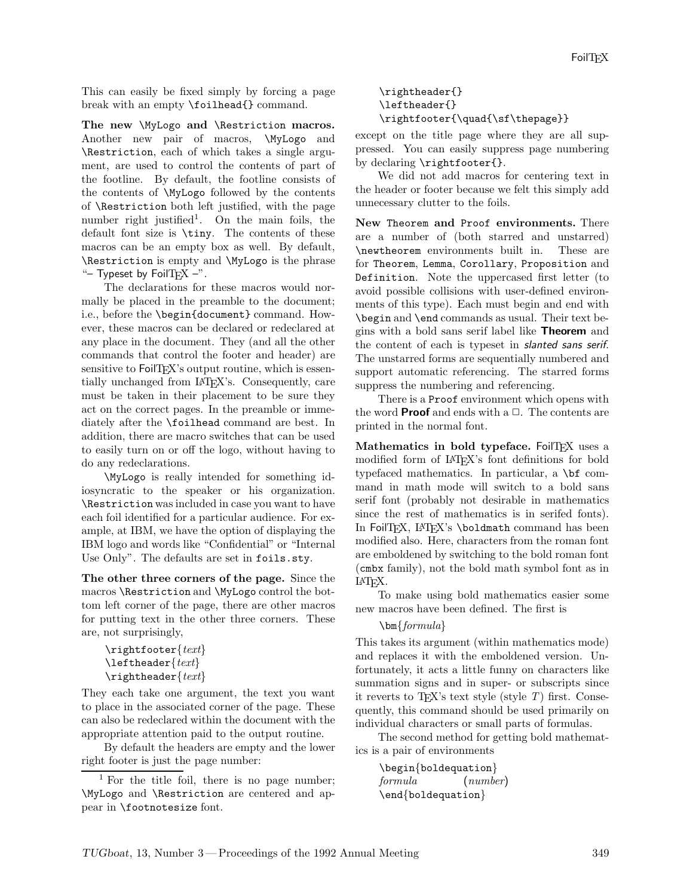This can easily be fixed simply by forcing a page break with an empty `\foilhead{}` command.

**The new `\MyLogo` and `\Restriction` macros.** Another new pair of macros, `\MyLogo` and `\Restriction`, each of which takes a single argument, are used to control the contents of part of the footline. By default, the footline consists of the contents of `\MyLogo` followed by the contents of `\Restriction` both left justified, with the page number right justified[1]. On the main foils, the default font size is `\tiny`. The contents of these macros can be an empty box as well. By default, `\Restriction` is empty and `\MyLogo` is the phrase "– Typeset by FoilTEX –".

The declarations for these macros would normally be placed in the preamble to the document; i.e., before the `\begin{document}` command. However, these macros can be declared or redeclared at any place in the document. They (and all the other commands that control the footer and header) are sensitive to FoilTEX's output routine, which is essentially unchanged from LATEX's. Consequently, care must be taken in their placement to be sure they act on the correct pages. In the preamble or immediately after the `\foilhead` command are best. In addition, there are macro switches that can be used to easily turn on or off the logo, without having to do any redeclarations.

`\MyLogo` is really intended for something idiosyncratic to the speaker or his organization. `\Restriction` was included in case you want to have each foil identified for a particular audience. For example, at IBM, we have the option of displaying the IBM logo and words like "Confidential" or "Internal Use Only". The defaults are set in `foils.sty`.

**The other three corners of the page.** Since the macros `\Restriction` and `\MyLogo` control the bottom left corner of the page, there are other macros for putting text in the other three corners. These are, not surprisingly,

> `\rightfooter`{*text*}
> `\leftheader`{*text*}
> `\rightheader`{*text*}

They each take one argument, the text you want to place in the associated corner of the page. These can also be redeclared within the document with the appropriate attention paid to the output routine.

By default the headers are empty and the lower right footer is just the page number:

```
\rightheader{}
\leftheader{}
\rightfooter{\quad{\sf\thepage}}
```

except on the title page where they are all suppressed. You can easily suppress page numbering by declaring `\rightfooter{}`.

We did not add macros for centering text in the header or footer because we felt this simply add unnecessary clutter to the foils.

**New `Theorem` and `Proof` environments.** There are a number of (both starred and unstarred) `\newtheorem` environments built in. These are for `Theorem`, `Lemma`, `Corollary`, `Proposition` and `Definition`. Note the uppercased first letter (to avoid possible collisions with user-defined environments of this type). Each must begin and end with `\begin` and `\end` commands as usual. Their text begins with a bold sans serif label like **Theorem** and the content of each is typeset in *slanted sans serif*. The unstarred forms are sequentially numbered and support automatic referencing. The starred forms suppress the numbering and referencing.

There is a `Proof` environment which opens with the word **Proof** and ends with a □. The contents are printed in the normal font.

**Mathematics in bold typeface.** FoilTEX uses a modified form of LATEX's font definitions for bold typefaced mathematics. In particular, a `\bf` command in math mode will switch to a bold sans serif font (probably not desirable in mathematics since the rest of mathematics is in serifed fonts). In FoilTEX, LATEX's `\boldmath` command has been modified also. Here, characters from the roman font are emboldened by switching to the bold roman font (`cmbx` family), not the bold math symbol font as in LATEX.

To make using bold mathematics easier some new macros have been defined. The first is

> `\bm`{*formula*}

This takes its argument (within mathematics mode) and replaces it with the emboldened version. Unfortunately, it acts a little funny on characters like summation signs and in super- or subscripts since it reverts to TEX's text style (style $T$) first. Consequently, this command should be used primarily on individual characters or small parts of formulas.

The second method for getting bold mathematics is a pair of environments

> `\begin`{`boldequation`}
> *formula* (*number*)
> `\end`{`boldequation`}

[1] For the title foil, there is no page number; `\MyLogo` and `\Restriction` are centered and appear in `\footnotesize` font.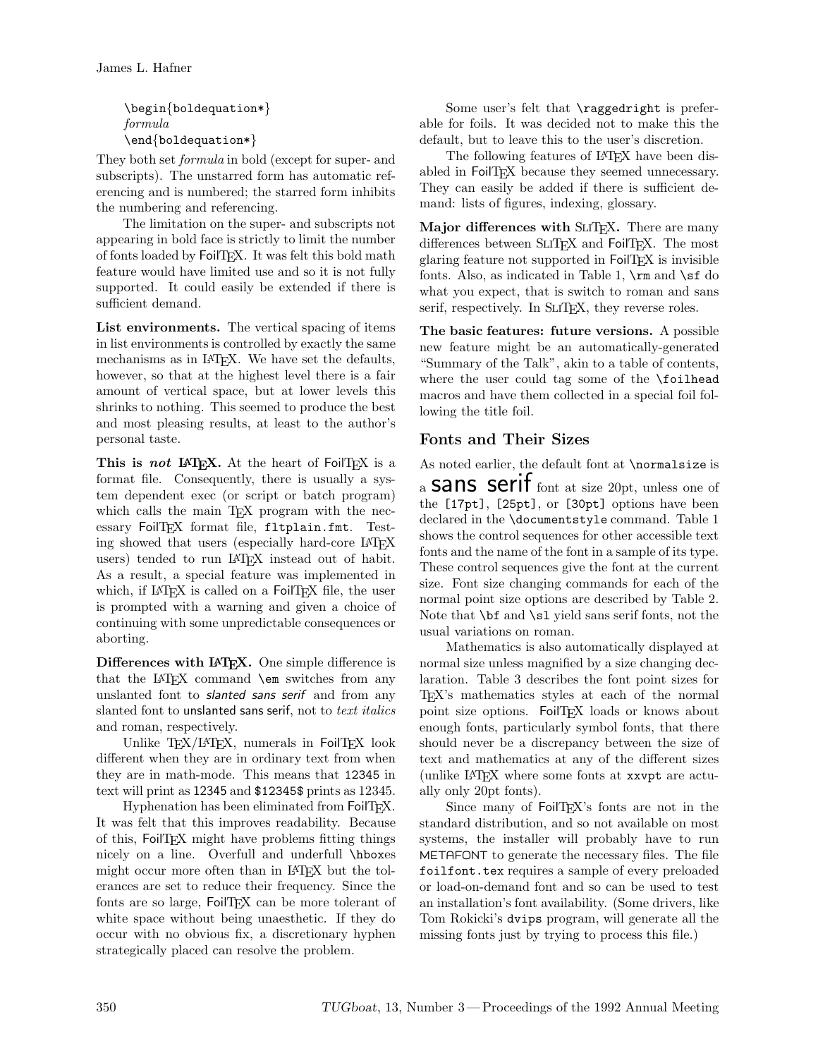```
\begin{boldequation*}
formula
\end{boldequation*}
```

They both set *formula* in bold (except for super- and subscripts). The unstarred form has automatic referencing and is numbered; the starred form inhibits the numbering and referencing.

The limitation on the super- and subscripts not appearing in bold face is strictly to limit the number of fonts loaded by FoilTEX. It was felt this bold math feature would have limited use and so it is not fully supported. It could easily be extended if there is sufficient demand.

**List environments.** The vertical spacing of items in list environments is controlled by exactly the same mechanisms as in LATEX. We have set the defaults, however, so that at the highest level there is a fair amount of vertical space, but at lower levels this shrinks to nothing. This seemed to produce the best and most pleasing results, at least to the author's personal taste.

**This is *not* LATEX.** At the heart of FoilTEX is a format file. Consequently, there is usually a system dependent exec (or script or batch program) which calls the main TEX program with the necessary FoilTEX format file, `fltplain.fmt`. Testing showed that users (especially hard-core LATEX users) tended to run LATEX instead out of habit. As a result, a special feature was implemented in which, if LATEX is called on a FoilTEX file, the user is prompted with a warning and given a choice of continuing with some unpredictable consequences or aborting.

**Differences with LATEX.** One simple difference is that the LATEX command `\em` switches from any unslanted font to *slanted sans serif* and from any slanted font to unslanted sans serif, not to *text italics* and roman, respectively.

Unlike TEX/LATEX, numerals in FoilTEX look different when they are in ordinary text from when they are in math-mode. This means that `12345` in text will print as 12345 and `$12345$` prints as 12345.

Hyphenation has been eliminated from FoilTEX. It was felt that this improves readability. Because of this, FoilTEX might have problems fitting things nicely on a line. Overfull and underfull `\hbox`es might occur more often than in LATEX but the tolerances are set to reduce their frequency. Since the fonts are so large, FoilTEX can be more tolerant of white space without being unaesthetic. If they do occur with no obvious fix, a discretionary hyphen strategically placed can resolve the problem.

Some user's felt that `\raggedright` is preferable for foils. It was decided not to make this the default, but to leave this to the user's discretion.

The following features of LATEX have been disabled in FoilTEX because they seemed unnecessary. They can easily be added if there is sufficient demand: lists of figures, indexing, glossary.

**Major differences with SLITEX.** There are many differences between SLITEX and FoilTEX. The most glaring feature not supported in FoilTEX is invisible fonts. Also, as indicated in Table 1, `\rm` and `\sf` do what you expect, that is switch to roman and sans serif, respectively. In SLITEX, they reverse roles.

**The basic features: future versions.** A possible new feature might be an automatically-generated "Summary of the Talk", akin to a table of contents, where the user could tag some of the `\foilhead` macros and have them collected in a special foil following the title foil.

## Fonts and Their Sizes

As noted earlier, the default font at `\normalsize` is a sans serif font at size 20pt, unless one of the `[17pt]`, `[25pt]`, or `[30pt]` options have been declared in the `\documentstyle` command. Table 1 shows the control sequences for other accessible text fonts and the name of the font in a sample of its type. These control sequences give the font at the current size. Font size changing commands for each of the normal point size options are described by Table 2. Note that `\bf` and `\sl` yield sans serif fonts, not the usual variations on roman.

Mathematics is also automatically displayed at normal size unless magnified by a size changing declaration. Table 3 describes the font point sizes for TEX's mathematics styles at each of the normal point size options. FoilTEX loads or knows about enough fonts, particularly symbol fonts, that there should never be a discrepancy between the size of text and mathematics at any of the different sizes (unlike LATEX where some fonts at `xxvpt` are actually only 20pt fonts).

Since many of FoilTEX's fonts are not in the standard distribution, and so not available on most systems, the installer will probably have to run METAFONT to generate the necessary files. The file `foilfont.tex` requires a sample of every preloaded or load-on-demand font and so can be used to test an installation's font availability. (Some drivers, like Tom Rokicki's `dvips` program, will generate all the missing fonts just by trying to process this file.)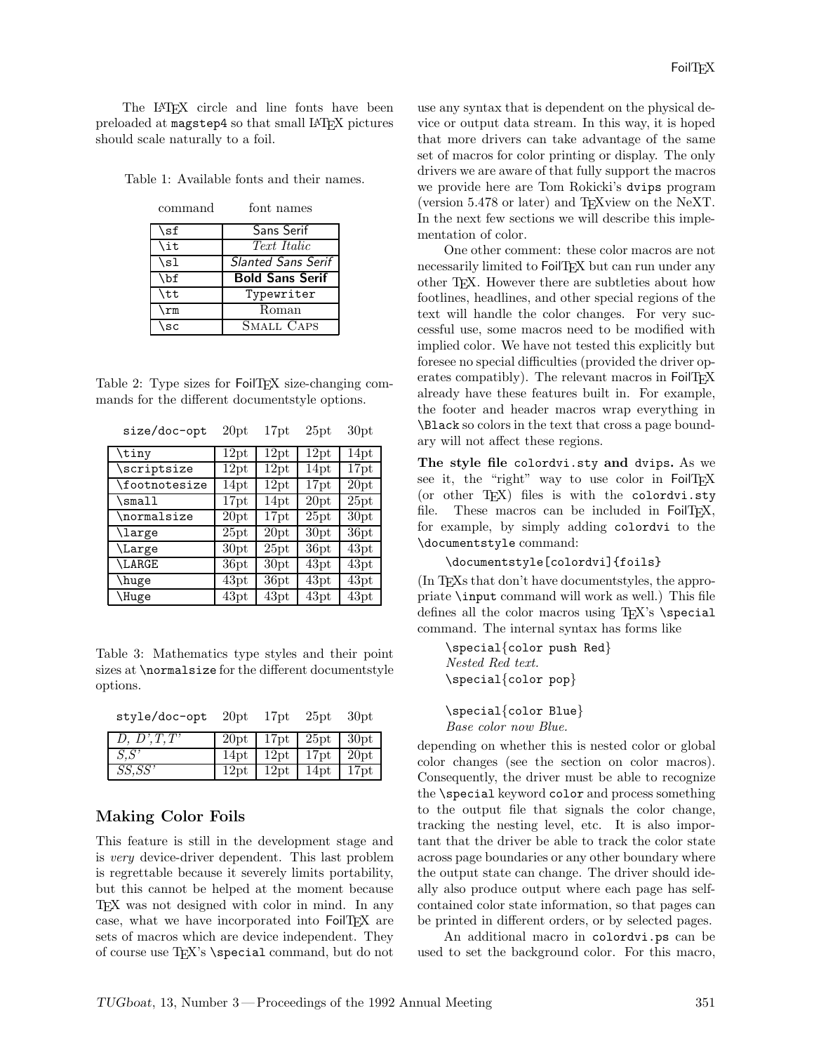The LaTeX circle and line fonts have been preloaded at `magstep4` so that small LaTeX pictures should scale naturally to a foil.

Table 1: Available fonts and their names.

| command | font names |
| --- | --- |
| `\sf` | Sans Serif |
| `\it` | *Text Italic* |
| `\sl` | *Slanted Sans Serif* |
| `\bf` | **Bold Sans Serif** |
| `\tt` | `Typewriter` |
| `\rm` | Roman |
| `\sc` | SMALL CAPS |

Table 2: Type sizes for FoilTeX size-changing commands for the different documentstyle options.

| size/doc-opt | 20pt | 17pt | 25pt | 30pt |
| --- | --- | --- | --- | --- |
| `\tiny` | 12pt | 12pt | 12pt | 14pt |
| `\scriptsize` | 12pt | 12pt | 14pt | 17pt |
| `\footnotesize` | 14pt | 12pt | 17pt | 20pt |
| `\small` | 17pt | 14pt | 20pt | 25pt |
| `\normalsize` | 20pt | 17pt | 25pt | 30pt |
| `\large` | 25pt | 20pt | 30pt | 36pt |
| `\Large` | 30pt | 25pt | 36pt | 43pt |
| `\LARGE` | 36pt | 30pt | 43pt | 43pt |
| `\huge` | 43pt | 36pt | 43pt | 43pt |
| `\Huge` | 43pt | 43pt | 43pt | 43pt |

Table 3: Mathematics type styles and their point sizes at `\normalsize` for the different documentstyle options.

| style/doc-opt | 20pt | 17pt | 25pt | 30pt |
| --- | --- | --- | --- | --- |
| *D, D',T,T'* | 20pt | 17pt | 25pt | 30pt |
| *S,S'* | 14pt | 12pt | 17pt | 20pt |
| *SS,SS'* | 12pt | 12pt | 14pt | 17pt |

## Making Color Foils

This feature is still in the development stage and is *very* device-driver dependent. This last problem is regrettable because it severely limits portability, but this cannot be helped at the moment because TeX was not designed with color in mind. In any case, what we have incorporated into FoilTeX are sets of macros which are device independent. They of course use TeX's `\special` command, but do not use any syntax that is dependent on the physical device or output data stream. In this way, it is hoped that more drivers can take advantage of the same set of macros for color printing or display. The only drivers we are aware of that fully support the macros we provide here are Tom Rokicki's `dvips` program (version 5.478 or later) and TeXview on the NeXT. In the next few sections we will describe this implementation of color.

One other comment: these color macros are not necessarily limited to FoilTeX but can run under any other TeX. However there are subtleties about how footlines, headlines, and other special regions of the text will handle the color changes. For very successful use, some macros need to be modified with implied color. We have not tested this explicitly but foresee no special difficulties (provided the driver operates compatibly). The relevant macros in FoilTeX already have these features built in. For example, the footer and header macros wrap everything in `\Black` so colors in the text that cross a page boundary will not affect these regions.

**The style file `colordvi.sty` and `dvips`.** As we see it, the "right" way to use color in FoilTeX (or other TeX) files is with the `colordvi.sty` file. These macros can be included in FoilTeX, for example, by simply adding `colordvi` to the `\documentstyle` command:

```
\documentstyle[colordvi]{foils}
```

(In TeXs that don't have documentstyles, the appropriate `\input` command will work as well.) This file defines all the color macros using TeX's `\special` command. The internal syntax has forms like

```
\special{color push Red}
Nested Red text.
\special{color pop}

\special{color Blue}
Base color now Blue.
```

depending on whether this is nested color or global color changes (see the section on color macros). Consequently, the driver must be able to recognize the `\special` keyword `color` and process something to the output file that signals the color change, tracking the nesting level, etc. It is also important that the driver be able to track the color state across page boundaries or any other boundary where the output state can change. The driver should ideally also produce output where each page has self-contained color state information, so that pages can be printed in different orders, or by selected pages.

An additional macro in `colordvi.ps` can be used to set the background color. For this macro,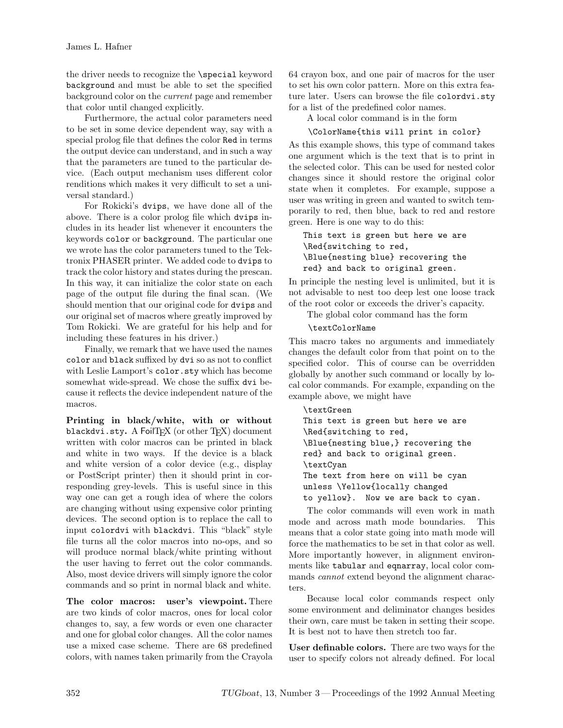the driver needs to recognize the `\special` keyword `background` and must be able to set the specified background color on the *current* page and remember that color until changed explicitly.

Furthermore, the actual color parameters need to be set in some device dependent way, say with a special prolog file that defines the color `Red` in terms the output device can understand, and in such a way that the parameters are tuned to the particular device. (Each output mechanism uses different color renditions which makes it very difficult to set a universal standard.)

For Rokicki's `dvips`, we have done all of the above. There is a color prolog file which `dvips` includes in its header list whenever it encounters the keywords `color` or `background`. The particular one we wrote has the color parameters tuned to the Tektronix PHASER printer. We added code to `dvips` to track the color history and states during the prescan. In this way, it can initialize the color state on each page of the output file during the final scan. (We should mention that our original code for `dvips` and our original set of macros where greatly improved by Tom Rokicki. We are grateful for his help and for including these features in his driver.)

Finally, we remark that we have used the names `color` and `black` suffixed by `dvi` so as not to conflict with Leslie Lamport's `color.sty` which has become somewhat wide-spread. We chose the suffix `dvi` because it reflects the device independent nature of the macros.

**Printing in black/white, with or without `blackdvi.sty`.** A FoilTEX (or other TEX) document written with color macros can be printed in black and white in two ways. If the device is a black and white version of a color device (e.g., display or PostScript printer) then it should print in corresponding grey-levels. This is useful since in this way one can get a rough idea of where the colors are changing without using expensive color printing devices. The second option is to replace the call to input `colordvi` with `blackdvi`. This "black" style file turns all the color macros into no-ops, and so will produce normal black/white printing without the user having to ferret out the color commands. Also, most device drivers will simply ignore the color commands and so print in normal black and white.

**The color macros: user's viewpoint.** There are two kinds of color macros, ones for local color changes to, say, a few words or even one character and one for global color changes. All the color names use a mixed case scheme. There are 68 predefined colors, with names taken primarily from the Crayola 64 crayon box, and one pair of macros for the user to set his own color pattern. More on this extra feature later. Users can browse the file `colordvi.sty` for a list of the predefined color names.

A local color command is in the form

```
\ColorName{this will print in color}
```

As this example shows, this type of command takes one argument which is the text that is to print in the selected color. This can be used for nested color changes since it should restore the original color state when it completes. For example, suppose a user was writing in green and wanted to switch temporarily to red, then blue, back to red and restore green. Here is one way to do this:

```
This text is green but here we are
\Red{switching to red,
\Blue{nesting blue} recovering the
red} and back to original green.
```

In principle the nesting level is unlimited, but it is not advisable to nest too deep lest one loose track of the root color or exceeds the driver's capacity.

The global color command has the form

```
\textColorName
```

This macro takes no arguments and immediately changes the default color from that point on to the specified color. This of course can be overridden globally by another such command or locally by local color commands. For example, expanding on the example above, we might have

```
\textGreen
This text is green but here we are
\Red{switching to red,
\Blue{nesting blue,} recovering the
red} and back to original green.
\textCyan
The text from here on will be cyan
unless \Yellow{locally changed
to yellow}.  Now we are back to cyan.
```

The color commands will even work in math mode and across math mode boundaries. This means that a color state going into math mode will force the mathematics to be set in that color as well. More importantly however, in alignment environments like `tabular` and `eqnarray`, local color commands *cannot* extend beyond the alignment characters.

Because local color commands respect only some environment and deliminator changes besides their own, care must be taken in setting their scope. It is best not to have then stretch too far.

**User definable colors.** There are two ways for the user to specify colors not already defined. For local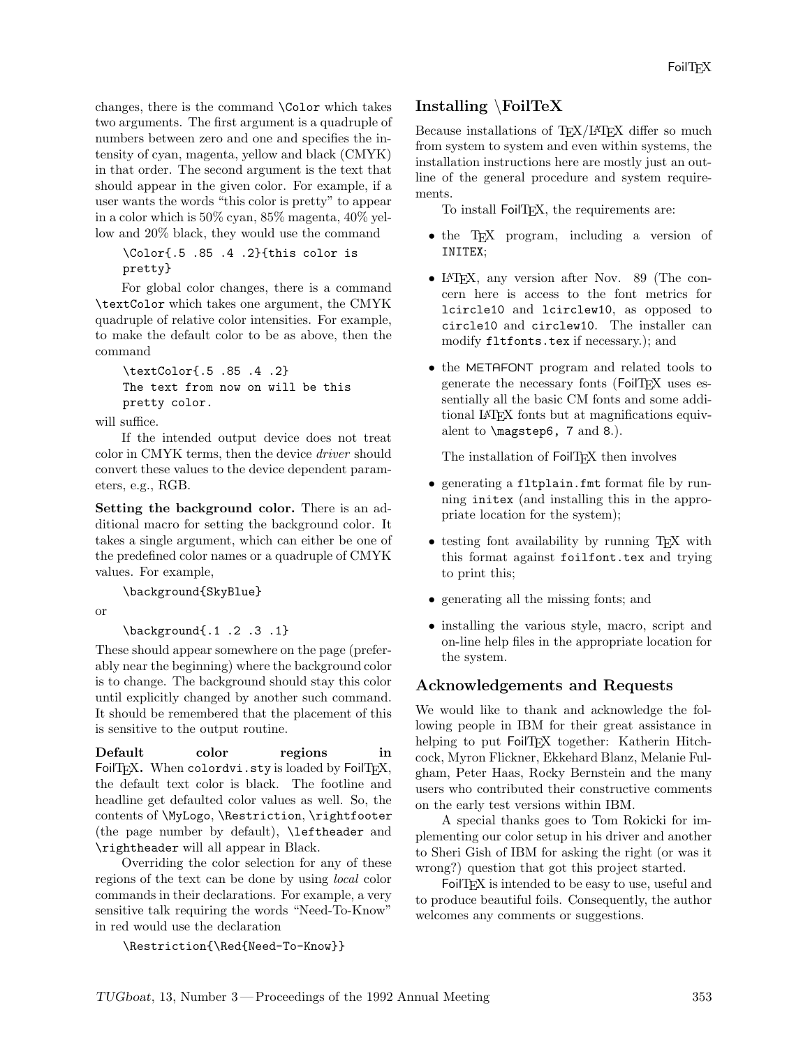changes, there is the command `\Color` which takes two arguments. The first argument is a quadruple of numbers between zero and one and specifies the intensity of cyan, magenta, yellow and black (CMYK) in that order. The second argument is the text that should appear in the given color. For example, if a user wants the words "this color is pretty" to appear in a color which is 50% cyan, 85% magenta, 40% yellow and 20% black, they would use the command

```
\Color{.5 .85 .4 .2}{this color is
pretty}
```

For global color changes, there is a command `\textColor` which takes one argument, the CMYK quadruple of relative color intensities. For example, to make the default color to be as above, then the command

```
\textColor{.5 .85 .4 .2}
The text from now on will be this
pretty color.
```

will suffice.

If the intended output device does not treat color in CMYK terms, then the device *driver* should convert these values to the device dependent parameters, e.g., RGB.

**Setting the background color.** There is an additional macro for setting the background color. It takes a single argument, which can either be one of the predefined color names or a quadruple of CMYK values. For example,

```
\background{SkyBlue}
```

or

```
\background{.1 .2 .3 .1}
```

These should appear somewhere on the page (preferably near the beginning) where the background color is to change. The background should stay this color until explicitly changed by another such command. It should be remembered that the placement of this is sensitive to the output routine.

**Default color regions in FoilTEX.** When `colordvi.sty` is loaded by FoilTEX, the default text color is black. The footline and headline get defaulted color values as well. So, the contents of `\MyLogo`, `\Restriction`, `\rightfooter` (the page number by default), `\leftheader` and `\rightheader` will all appear in Black.

Overriding the color selection for any of these regions of the text can be done by using *local* color commands in their declarations. For example, a very sensitive talk requiring the words "Need-To-Know" in red would use the declaration

```
\Restriction{\Red{Need-To-Know}}
```

## Installing \FoilTeX

Because installations of TEX/LATEX differ so much from system to system and even within systems, the installation instructions here are mostly just an outline of the general procedure and system requirements.

To install FoilTEX, the requirements are:

- the TEX program, including a version of `INITEX`;
- LATEX, any version after Nov. 89 (The concern here is access to the font metrics for `lcircle10` and `lcirclew10`, as opposed to `circle10` and `circlew10`. The installer can modify `fltfonts.tex` if necessary.); and
- the METAFONT program and related tools to generate the necessary fonts (FoilTEX uses essentially all the basic CM fonts and some additional LATEX fonts but at magnifications equivalent to `\magstep6, 7` and `8`.).

The installation of FoilTEX then involves

- generating a `fltplain.fmt` format file by running `initex` (and installing this in the appropriate location for the system);
- testing font availability by running TEX with this format against `foilfont.tex` and trying to print this;
- generating all the missing fonts; and
- installing the various style, macro, script and on-line help files in the appropriate location for the system.

## Acknowledgements and Requests

We would like to thank and acknowledge the following people in IBM for their great assistance in helping to put FoilTEX together: Katherin Hitchcock, Myron Flickner, Ekkehard Blanz, Melanie Fulgham, Peter Haas, Rocky Bernstein and the many users who contributed their constructive comments on the early test versions within IBM.

A special thanks goes to Tom Rokicki for implementing our color setup in his driver and another to Sheri Gish of IBM for asking the right (or was it wrong?) question that got this project started.

FoilTEX is intended to be easy to use, useful and to produce beautiful foils. Consequently, the author welcomes any comments or suggestions.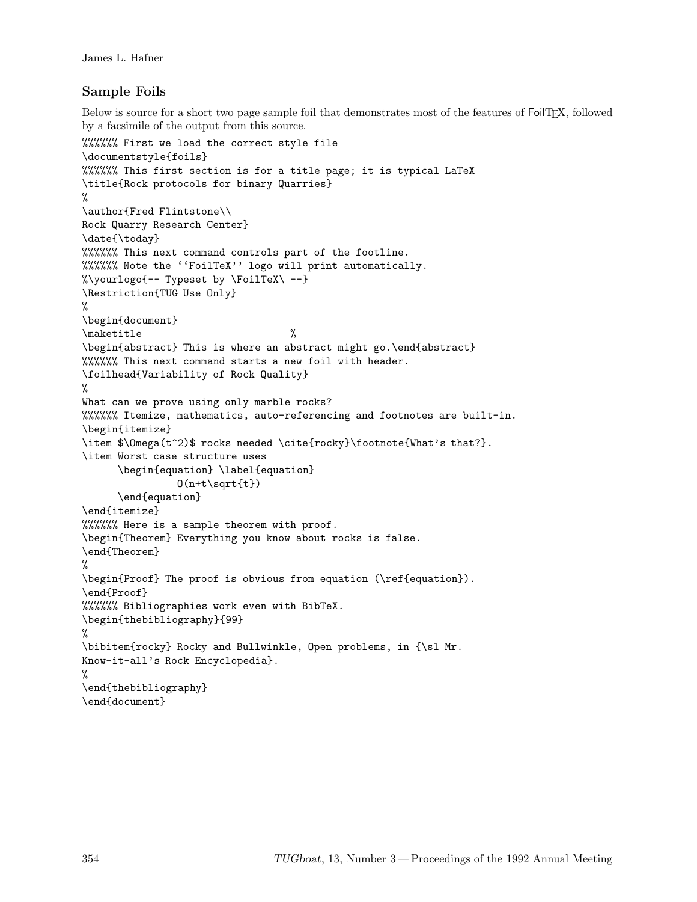### Sample Foils

Below is source for a short two page sample foil that demonstrates most of the features of FoilTEX, followed by a facsimile of the output from this source.

```
%%%%%% First we load the correct style file
\documentstyle{foils}
%%%%%% This first section is for a title page; it is typical LaTeX
\title{Rock protocols for binary Quarries}
%
\author{Fred Flintstone\\
Rock Quarry Research Center}
\date{\today}
%%%%%% This next command controls part of the footline.
%%%%%% Note the ''FoilTeX'' logo will print automatically.
%\yourlogo{-- Typeset by \FoilTeX\ --}
\Restriction{TUG Use Only}
%
\begin{document}
\maketitle                          %
\begin{abstract} This is where an abstract might go.\end{abstract}
%%%%%% This next command starts a new foil with header.
\foilhead{Variability of Rock Quality}
%
What can we prove using only marble rocks?
%%%%%% Itemize, mathematics, auto-referencing and footnotes are built-in.
\begin{itemize}
\item $\Omega(t^2)$ rocks needed \cite{rocky}\footnote{What's that?}.
\item Worst case structure uses
      \begin{equation} \label{equation}
               O(n+t\sqrt{t})
      \end{equation}
\end{itemize}
%%%%%% Here is a sample theorem with proof.
\begin{Theorem} Everything you know about rocks is false.
\end{Theorem}
%
\begin{Proof} The proof is obvious from equation (\ref{equation}).
\end{Proof}
%%%%%% Bibliographies work even with BibTeX.
\begin{thebibliography}{99}
%
\bibitem{rocky} Rocky and Bullwinkle, Open problems, in {\sl Mr.
Know-it-all's Rock Encyclopedia}.
%
\end{thebibliography}
\end{document}
```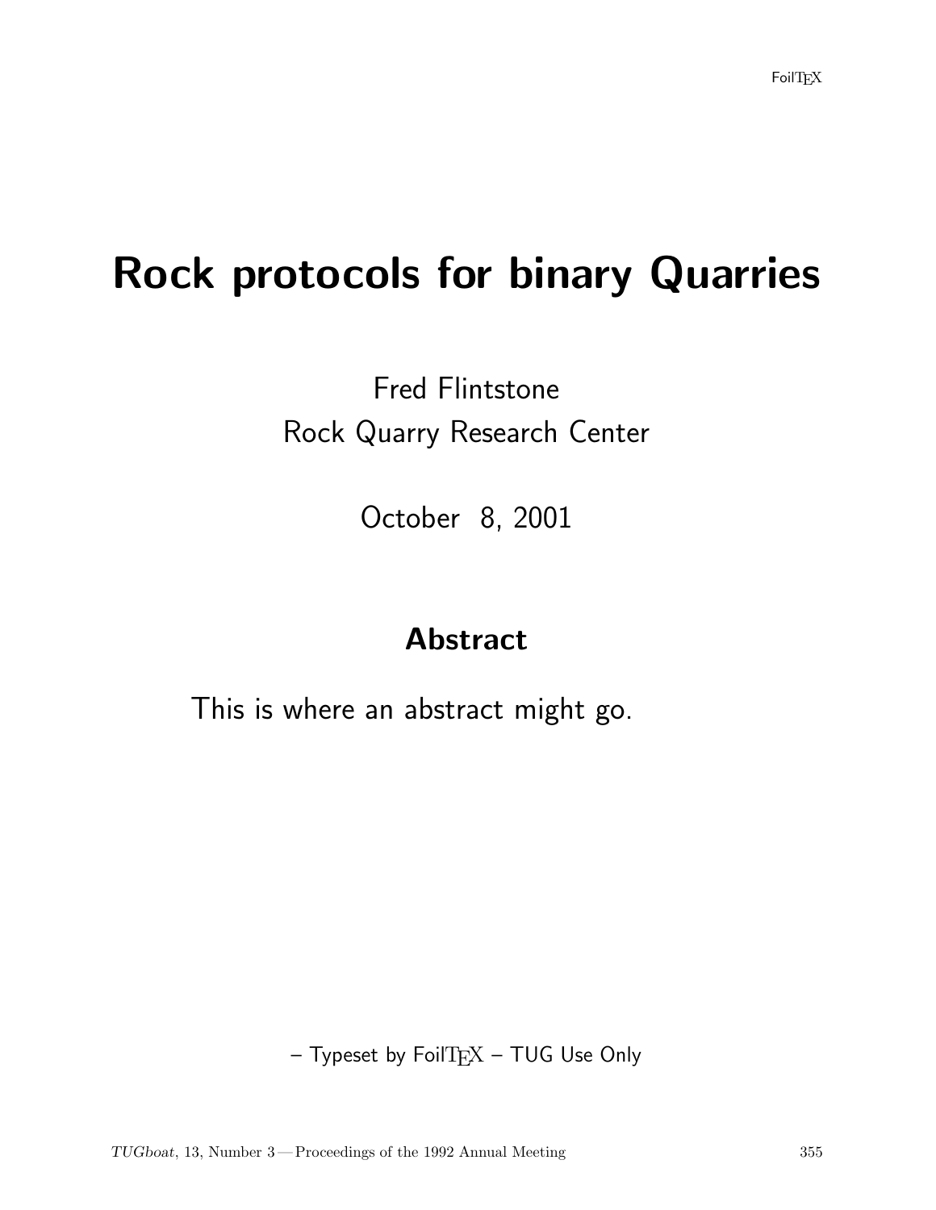FoilTEX

# Rock protocols for binary Quarries

Fred Flintstone
Rock Quarry Research Center

October 8, 2001

## Abstract

This is where an abstract might go.

– Typeset by FoilTEX – TUG Use Only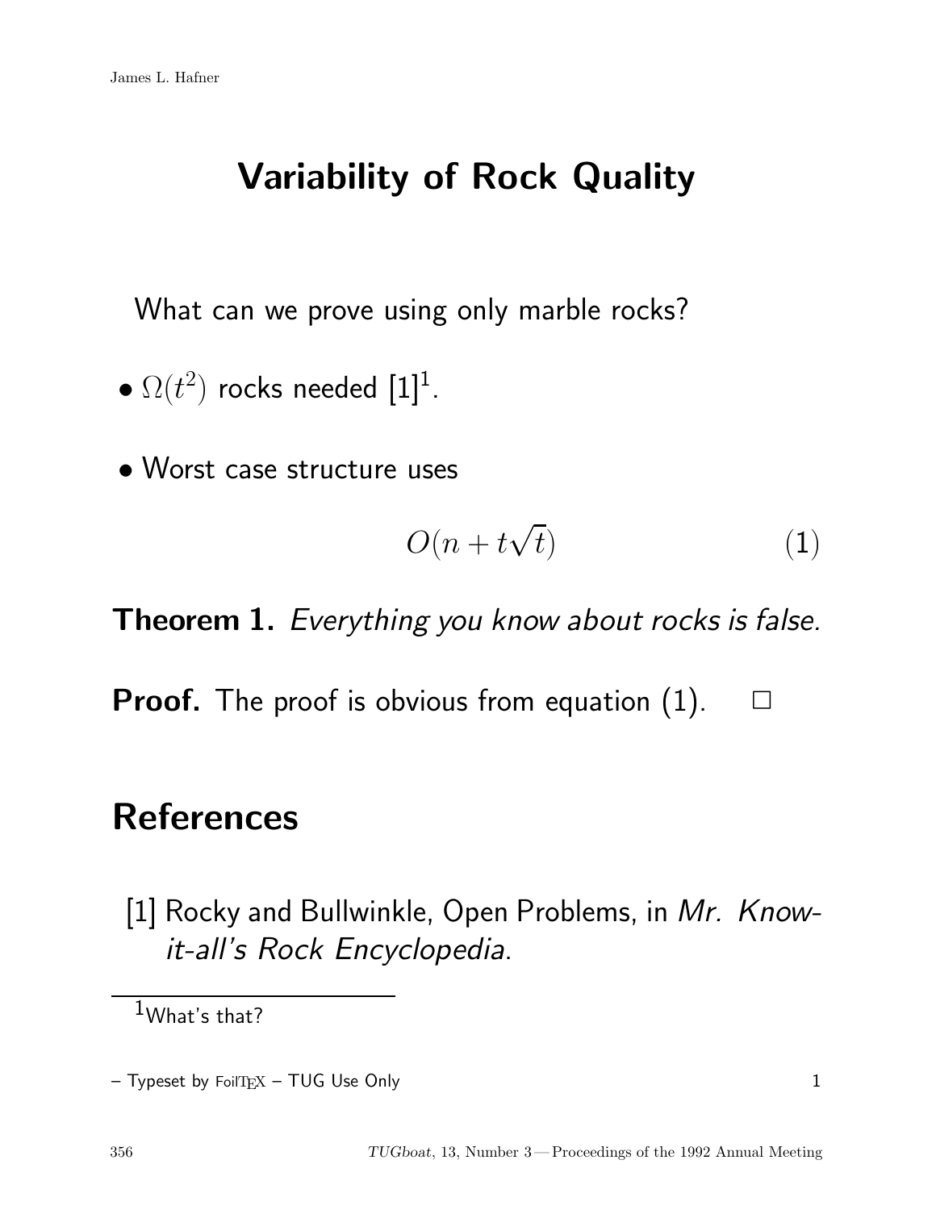# Variability of Rock Quality

What can we prove using only marble rocks?

- $\Omega(t^2)$ rocks needed [1][1].
- Worst case structure uses

$$O(n + t\sqrt{t}) \tag{1}$$

**Theorem 1.** *Everything you know about rocks is false.*

**Proof.** The proof is obvious from equation (1). □

## References

[1] Rocky and Bullwinkle, Open Problems, in *Mr. Know-it-all's Rock Encyclopedia*.

[1] What's that?

– Typeset by FoilTEX – TUG Use Only